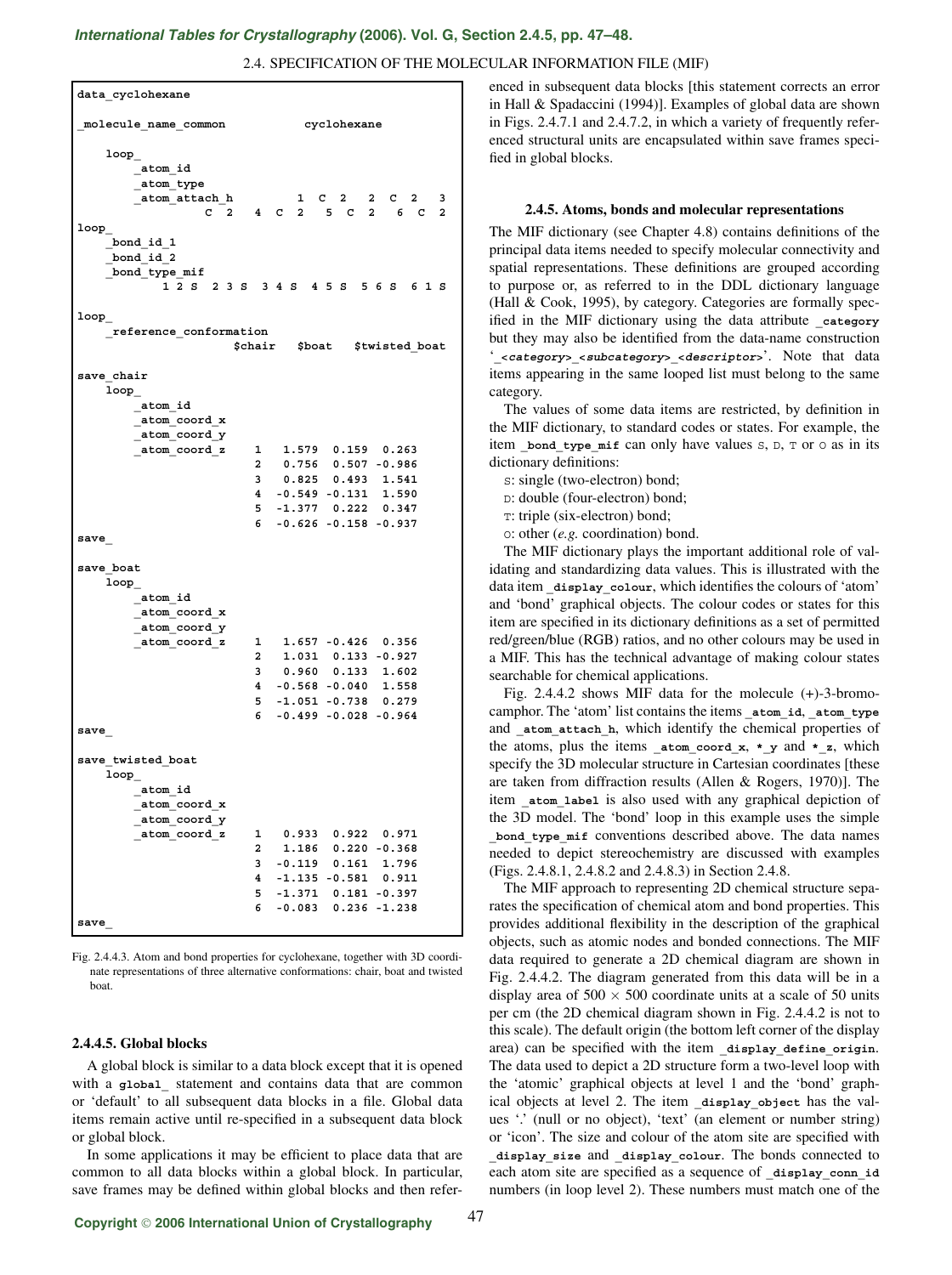```
data_cyclohexane

_molecule_name_common          cyclohexane

    loop_
        _atom_id
        _atom_type
        _atom_attach_h        1  C  2    2  C  2    3
                   C  2    4  C  2    5  C  2    6  C  2
loop_
    _bond_id_1
    _bond_id_2
    _bond_type_mif
          1 2 S  2 3 S  3 4 S  4 5 S  5 6 S  6 1 S

loop_
    _reference_conformation
                    $chair   $boat   $twisted_boat

save_chair
    loop_
        _atom_id
        _atom_coord_x
        _atom_coord_y
        _atom_coord_z    1   1.579  0.159  0.263
                         2   0.756  0.507 -0.986
                         3   0.825  0.493  1.541
                         4  -0.549 -0.131  1.590
                         5  -1.377  0.222  0.347
                         6  -0.626 -0.158 -0.937
save_

save_boat
    loop_
        _atom_id
        _atom_coord_x
        _atom_coord_y
        _atom_coord_z    1   1.657 -0.426  0.356
                         2   1.031  0.133 -0.927
                         3   0.960  0.133  1.602
                         4  -0.568 -0.040  1.558
                         5  -1.051 -0.738  0.279
                         6  -0.499 -0.028 -0.964
save_

save_twisted_boat
    loop_
        _atom_id
        _atom_coord_x
        _atom_coord_y
        _atom_coord_z    1   0.933  0.922  0.971
                         2   1.186  0.220 -0.368
                         3  -0.119  0.161  1.796
                         4  -1.135 -0.581  0.911
                         5  -1.371  0.181 -0.397
                         6  -0.083  0.236 -1.238
save_
```

Fig. 2.4.4.3. Atom and bond properties for cyclohexane, together with 3D coordinate representations of three alternative conformations: chair, boat and twisted boat.

### 2.4.4.5. Global blocks

A global block is similar to a data block except that it is opened with a `global_` statement and contains data that are common or 'default' to all subsequent data blocks in a file. Global data items remain active until re-specified in a subsequent data block or global block.

In some applications it may be efficient to place data that are common to all data blocks within a global block. In particular, save frames may be defined within global blocks and then referenced in subsequent data blocks [this statement corrects an error in Hall & Spadaccini (1994)]. Examples of global data are shown in Figs. 2.4.7.1 and 2.4.7.2, in which a variety of frequently referenced structural units are encapsulated within save frames specified in global blocks.

## 2.4.5. Atoms, bonds and molecular representations

The MIF dictionary (see Chapter 4.8) contains definitions of the principal data items needed to specify molecular connectivity and spatial representations. These definitions are grouped according to purpose or, as referred to in the DDL dictionary language (Hall & Cook, 1995), by category. Categories are formally specified in the MIF dictionary using the data attribute `_category` but they may also be identified from the data-name construction '`_<category>_<subcategory>_<descriptor>`'. Note that data items appearing in the same looped list must belong to the same category.

The values of some data items are restricted, by definition in the MIF dictionary, to standard codes or states. For example, the item `_bond_type_mif` can only have values S, D, T or O as in its dictionary definitions:

S: single (two-electron) bond;
D: double (four-electron) bond;
T: triple (six-electron) bond;
O: other (*e.g.* coordination) bond.

The MIF dictionary plays the important additional role of validating and standardizing data values. This is illustrated with the data item `_display_colour`, which identifies the colours of 'atom' and 'bond' graphical objects. The colour codes or states for this item are specified in its dictionary definitions as a set of permitted red/green/blue (RGB) ratios, and no other colours may be used in a MIF. This has the technical advantage of making colour states searchable for chemical applications.

Fig. 2.4.4.2 shows MIF data for the molecule (+)-3-bromocamphor. The 'atom' list contains the items `_atom_id`, `_atom_type` and `_atom_attach_h`, which identify the chemical properties of the atoms, plus the items `_atom_coord_x`, `*_y` and `*_z`, which specify the 3D molecular structure in Cartesian coordinates [these are taken from diffraction results (Allen & Rogers, 1970)]. The item `_atom_label` is also used with any graphical depiction of the 3D model. The 'bond' loop in this example uses the simple `_bond_type_mif` conventions described above. The data names needed to depict stereochemistry are discussed with examples (Figs. 2.4.8.1, 2.4.8.2 and 2.4.8.3) in Section 2.4.8.

The MIF approach to representing 2D chemical structure separates the specification of chemical atom and bond properties. This provides additional flexibility in the description of the graphical objects, such as atomic nodes and bonded connections. The MIF data required to generate a 2D chemical diagram are shown in Fig. 2.4.4.2. The diagram generated from this data will be in a display area of $500 \times 500$ coordinate units at a scale of 50 units per cm (the 2D chemical diagram shown in Fig. 2.4.4.2 is not to this scale). The default origin (the bottom left corner of the display area) can be specified with the item `_display_define_origin`. The data used to depict a 2D structure form a two-level loop with the 'atomic' graphical objects at level 1 and the 'bond' graphical objects at level 2. The item `_display_object` has the values '.' (null or no object), 'text' (an element or number string) or 'icon'. The size and colour of the atom site are specified with `_display_size` and `_display_colour`. The bonds connected to each atom site are specified as a sequence of `_display_conn_id` numbers (in loop level 2). These numbers must match one of the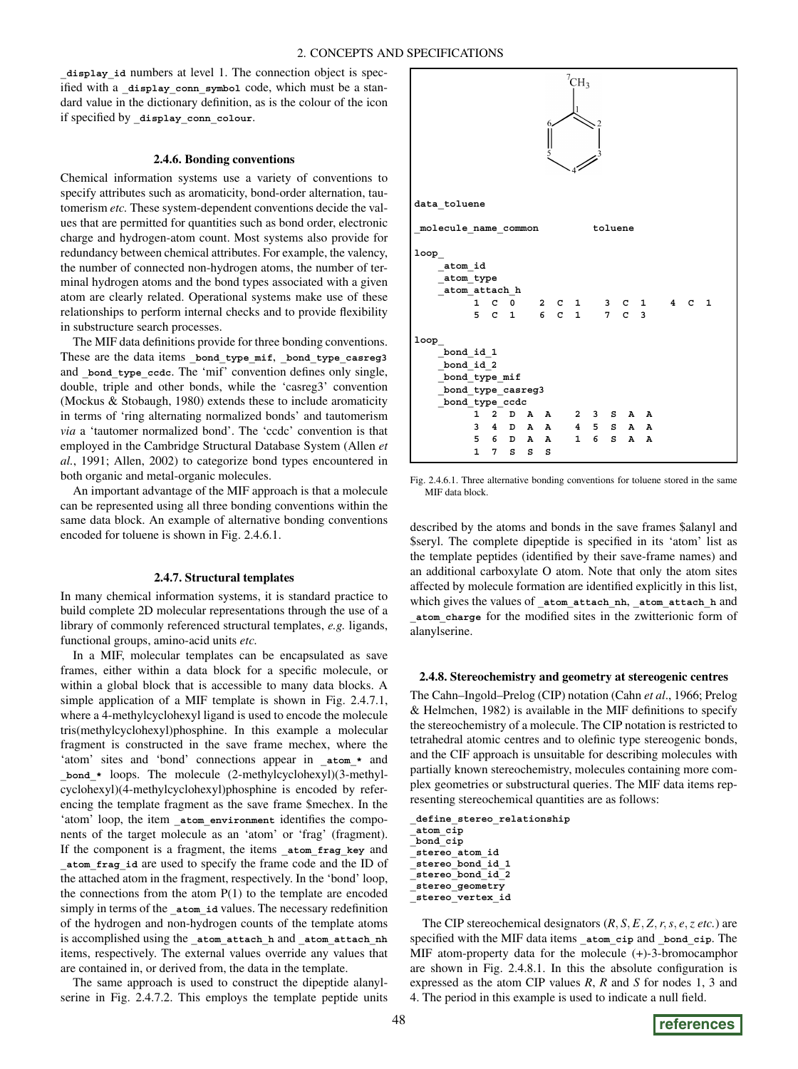_display_id numbers at level 1. The connection object is specified with a _display_conn_symbol code, which must be a standard value in the dictionary definition, as is the colour of the icon if specified by _display_conn_colour.

### 2.4.6. Bonding conventions

Chemical information systems use a variety of conventions to specify attributes such as aromaticity, bond-order alternation, tautomerism *etc.* These system-dependent conventions decide the values that are permitted for quantities such as bond order, electronic charge and hydrogen-atom count. Most systems also provide for redundancy between chemical attributes. For example, the valency, the number of connected non-hydrogen atoms, the number of terminal hydrogen atoms and the bond types associated with a given atom are clearly related. Operational systems make use of these relationships to perform internal checks and to provide flexibility in substructure search processes.

The MIF data definitions provide for three bonding conventions. These are the data items _bond_type_mif, _bond_type_casreg3 and _bond_type_ccdc. The 'mif' convention defines only single, double, triple and other bonds, while the 'casreg3' convention (Mockus & Stobaugh, 1980) extends these to include aromaticity in terms of 'ring alternating normalized bonds' and tautomerism *via* a 'tautomer normalized bond'. The 'ccdc' convention is that employed in the Cambridge Structural Database System (Allen *et al.*, 1991; Allen, 2002) to categorize bond types encountered in both organic and metal-organic molecules.

An important advantage of the MIF approach is that a molecule can be represented using all three bonding conventions within the same data block. An example of alternative bonding conventions encoded for toluene is shown in Fig. 2.4.6.1.

7
CH3
1
2
3
4
5
6

```
data_toluene

_molecule_name_common          toluene

loop_
    _atom_id
    _atom_type
    _atom_attach_h
        1  C  0    2  C  1    3  C  1    4  C  1
        5  C  1    6  C  1    7  C  3

loop_
    _bond_id_1
    _bond_id_2
    _bond_type_mif
    _bond_type_casreg3
    _bond_type_ccdc
        1  2  D  A  A    2  3  S  A  A
        3  4  D  A  A    4  5  S  A  A
        5  6  D  A  A    1  6  S  A  A
        1  7  S  S  S
```

Fig. 2.4.6.1. Three alternative bonding conventions for toluene stored in the same MIF data block.

### 2.4.7. Structural templates

In many chemical information systems, it is standard practice to build complete 2D molecular representations through the use of a library of commonly referenced structural templates, *e.g.* ligands, functional groups, amino-acid units *etc.*

In a MIF, molecular templates can be encapsulated as save frames, either within a data block for a specific molecule, or within a global block that is accessible to many data blocks. A simple application of a MIF template is shown in Fig. 2.4.7.1, where a 4-methylcyclohexyl ligand is used to encode the molecule tris(methylcyclohexyl)phosphine. In this example a molecular fragment is constructed in the save frame mechex, where the 'atom' sites and 'bond' connections appear in _atom_* and _bond_* loops. The molecule (2-methylcyclohexyl)(3-methylcyclohexyl)(4-methylcyclohexyl)phosphine is encoded by referencing the template fragment as the save frame $mechex. In the 'atom' loop, the item _atom_environment identifies the components of the target molecule as an 'atom' or 'frag' (fragment). If the component is a fragment, the items _atom_frag_key and _atom_frag_id are used to specify the frame code and the ID of the attached atom in the fragment, respectively. In the 'bond' loop, the connections from the atom P(1) to the template are encoded simply in terms of the _atom_id values. The necessary redefinition of the hydrogen and non-hydrogen counts of the template atoms is accomplished using the _atom_attach_h and _atom_attach_nh items, respectively. The external values override any values that are contained in, or derived from, the data in the template.

The same approach is used to construct the dipeptide alanylserine in Fig. 2.4.7.2. This employs the template peptide units described by the atoms and bonds in the save frames $alanyl and $seryl. The complete dipeptide is specified in its 'atom' list as the template peptides (identified by their save-frame names) and an additional carboxylate O atom. Note that only the atom sites affected by molecule formation are identified explicitly in this list, which gives the values of _atom_attach_nh, _atom_attach_h and _atom_charge for the modified sites in the zwitterionic form of alanylserine.

### 2.4.8. Stereochemistry and geometry at stereogenic centres

The Cahn–Ingold–Prelog (CIP) notation (Cahn *et al.*, 1966; Prelog & Helmchen, 1982) is available in the MIF definitions to specify the stereochemistry of a molecule. The CIP notation is restricted to tetrahedral atomic centres and to olefinic type stereogenic bonds, and the CIF approach is unsuitable for describing molecules with partially known stereochemistry, molecules containing more complex geometries or substructural queries. The MIF data items representing stereochemical quantities are as follows:

```
_define_stereo_relationship
_atom_cip
_bond_cip
_stereo_atom_id
_stereo_bond_id_1
_stereo_bond_id_2
_stereo_geometry
_stereo_vertex_id
```

The CIP stereochemical designators ($R, S, E, Z, r, s, e, z$ *etc.*) are specified with the MIF data items _atom_cip and _bond_cip. The MIF atom-property data for the molecule (+)-3-bromocamphor are shown in Fig. 2.4.8.1. In this the absolute configuration is expressed as the atom CIP values $R$, $R$ and $S$ for nodes 1, 3 and 4. The period in this example is used to indicate a null field.